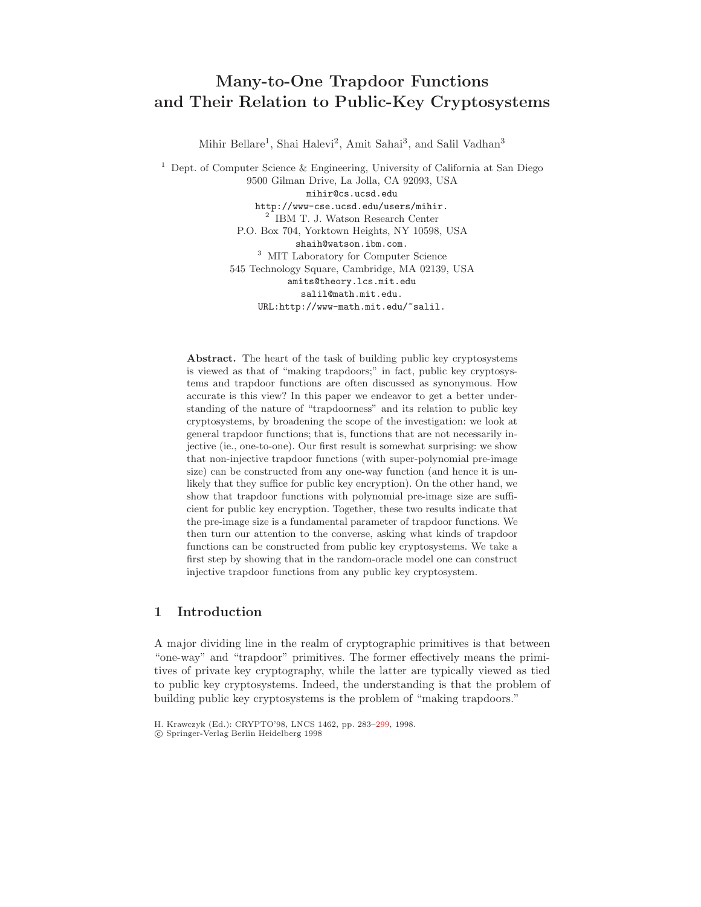# Many-to-One Trapdoor Functions and Their Relation to Public-Key Cryptosystems

Mihir Bellare[1], Shai Halevi[2], Amit Sahai[3], and Salil Vadhan[3]

[1] Dept. of Computer Science & Engineering, University of California at San Diego
9500 Gilman Drive, La Jolla, CA 92093, USA
mihir@cs.ucsd.edu
http://www-cse.ucsd.edu/users/mihir.

[2] IBM T. J. Watson Research Center
P.O. Box 704, Yorktown Heights, NY 10598, USA
shaih@watson.ibm.com.

[3] MIT Laboratory for Computer Science
545 Technology Square, Cambridge, MA 02139, USA
amits@theory.lcs.mit.edu
salil@math.mit.edu.
URL:http://www-math.mit.edu/~salil.

**Abstract.** The heart of the task of building public key cryptosystems is viewed as that of "making trapdoors;" in fact, public key cryptosystems and trapdoor functions are often discussed as synonymous. How accurate is this view? In this paper we endeavor to get a better understanding of the nature of "trapdoorness" and its relation to public key cryptosystems, by broadening the scope of the investigation: we look at general trapdoor functions; that is, functions that are not necessarily injective (ie., one-to-one). Our first result is somewhat surprising: we show that non-injective trapdoor functions (with super-polynomial pre-image size) can be constructed from any one-way function (and hence it is unlikely that they suffice for public key encryption). On the other hand, we show that trapdoor functions with polynomial pre-image size are sufficient for public key encryption. Together, these two results indicate that the pre-image size is a fundamental parameter of trapdoor functions. We then turn our attention to the converse, asking what kinds of trapdoor functions can be constructed from public key cryptosystems. We take a first step by showing that in the random-oracle model one can construct injective trapdoor functions from any public key cryptosystem.

## 1 Introduction

A major dividing line in the realm of cryptographic primitives is that between "one-way" and "trapdoor" primitives. The former effectively means the primitives of private key cryptography, while the latter are typically viewed as tied to public key cryptosystems. Indeed, the understanding is that the problem of building public key cryptosystems is the problem of "making trapdoors."

H. Krawczyk (Ed.): CRYPTO'98, LNCS 1462, pp. 283–299, 1998.
© Springer-Verlag Berlin Heidelberg 1998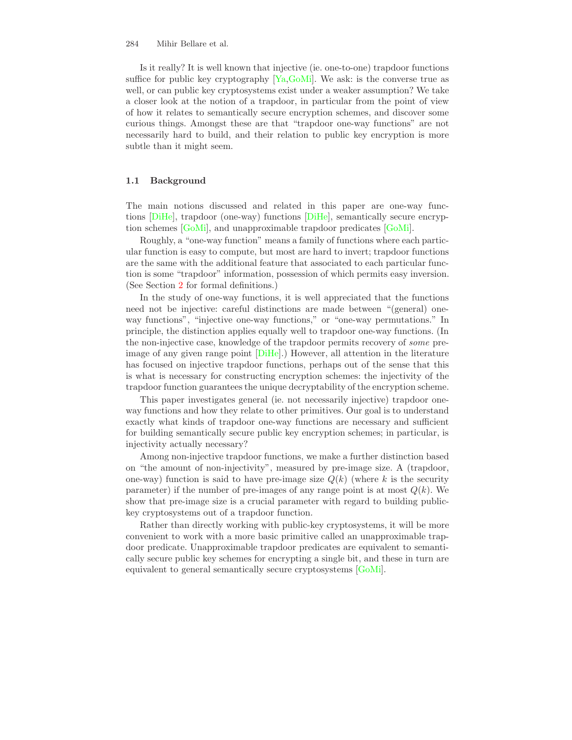Is it really? It is well known that injective (ie. one-to-one) trapdoor functions suffice for public key cryptography [Ya,GoMi]. We ask: is the converse true as well, or can public key cryptosystems exist under a weaker assumption? We take a closer look at the notion of a trapdoor, in particular from the point of view of how it relates to semantically secure encryption schemes, and discover some curious things. Amongst these are that "trapdoor one-way functions" are not necessarily hard to build, and their relation to public key encryption is more subtle than it might seem.

### 1.1 Background

The main notions discussed and related in this paper are one-way functions [DiHe], trapdoor (one-way) functions [DiHe], semantically secure encryption schemes [GoMi], and unapproximable trapdoor predicates [GoMi].

Roughly, a "one-way function" means a family of functions where each particular function is easy to compute, but most are hard to invert; trapdoor functions are the same with the additional feature that associated to each particular function is some "trapdoor" information, possession of which permits easy inversion. (See Section 2 for formal definitions.)

In the study of one-way functions, it is well appreciated that the functions need not be injective: careful distinctions are made between "(general) one-way functions", "injective one-way functions," or "one-way permutations." In principle, the distinction applies equally well to trapdoor one-way functions. (In the non-injective case, knowledge of the trapdoor permits recovery of *some* pre-image of any given range point [DiHe].) However, all attention in the literature has focused on injective trapdoor functions, perhaps out of the sense that this is what is necessary for constructing encryption schemes: the injectivity of the trapdoor function guarantees the unique decryptability of the encryption scheme.

This paper investigates general (ie. not necessarily injective) trapdoor one-way functions and how they relate to other primitives. Our goal is to understand exactly what kinds of trapdoor one-way functions are necessary and sufficient for building semantically secure public key encryption schemes; in particular, is injectivity actually necessary?

Among non-injective trapdoor functions, we make a further distinction based on "the amount of non-injectivity", measured by pre-image size. A (trapdoor, one-way) function is said to have pre-image size $Q(k)$ (where $k$ is the security parameter) if the number of pre-images of any range point is at most $Q(k)$. We show that pre-image size is a crucial parameter with regard to building public-key cryptosystems out of a trapdoor function.

Rather than directly working with public-key cryptosystems, it will be more convenient to work with a more basic primitive called an unapproximable trapdoor predicate. Unapproximable trapdoor predicates are equivalent to semantically secure public key schemes for encrypting a single bit, and these in turn are equivalent to general semantically secure cryptosystems [GoMi].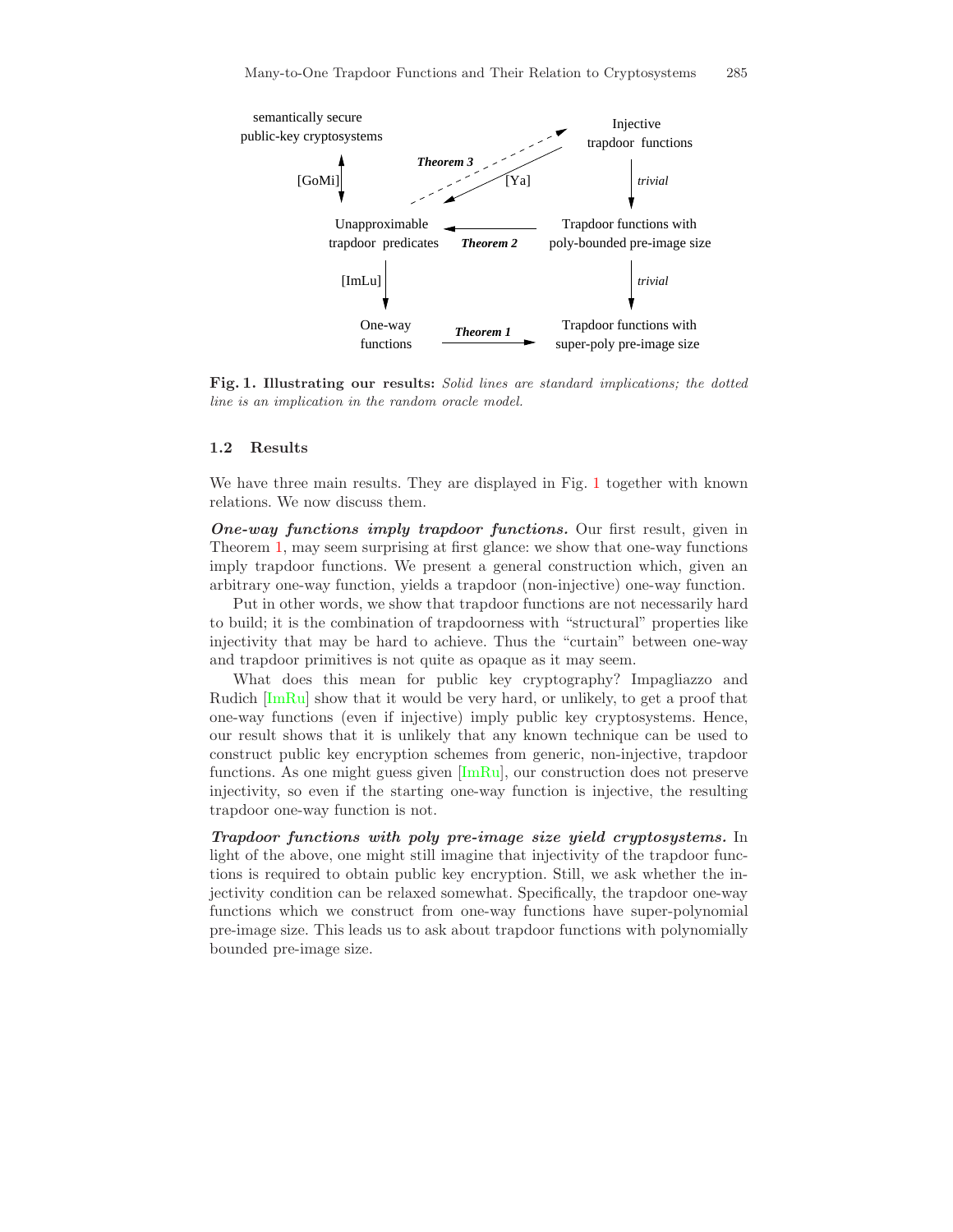semantically secure
public-key cryptosystems

Injective
trapdoor functions

Theorem 3

[GoMi]

[Ya]

trivial

Unapproximable
trapdoor predicates

Theorem 2

Trapdoor functions with
poly-bounded pre-image size

[ImLu]

trivial

One-way
functions

Theorem 1

Trapdoor functions with
super-poly pre-image size

**Fig. 1. Illustrating our results:** *Solid lines are standard implications; the dotted line is an implication in the random oracle model.*

### 1.2 Results

We have three main results. They are displayed in Fig. 1 together with known relations. We now discuss them.

***One-way functions imply trapdoor functions.*** Our first result, given in Theorem 1, may seem surprising at first glance: we show that one-way functions imply trapdoor functions. We present a general construction which, given an arbitrary one-way function, yields a trapdoor (non-injective) one-way function.

Put in other words, we show that trapdoor functions are not necessarily hard to build; it is the combination of trapdoorness with "structural" properties like injectivity that may be hard to achieve. Thus the "curtain" between one-way and trapdoor primitives is not quite as opaque as it may seem.

What does this mean for public key cryptography? Impagliazzo and Rudich [ImRu] show that it would be very hard, or unlikely, to get a proof that one-way functions (even if injective) imply public key cryptosystems. Hence, our result shows that it is unlikely that any known technique can be used to construct public key encryption schemes from generic, non-injective, trapdoor functions. As one might guess given [ImRu], our construction does not preserve injectivity, so even if the starting one-way function is injective, the resulting trapdoor one-way function is not.

***Trapdoor functions with poly pre-image size yield cryptosystems.*** In light of the above, one might still imagine that injectivity of the trapdoor functions is required to obtain public key encryption. Still, we ask whether the injectivity condition can be relaxed somewhat. Specifically, the trapdoor one-way functions which we construct from one-way functions have super-polynomial pre-image size. This leads us to ask about trapdoor functions with polynomially bounded pre-image size.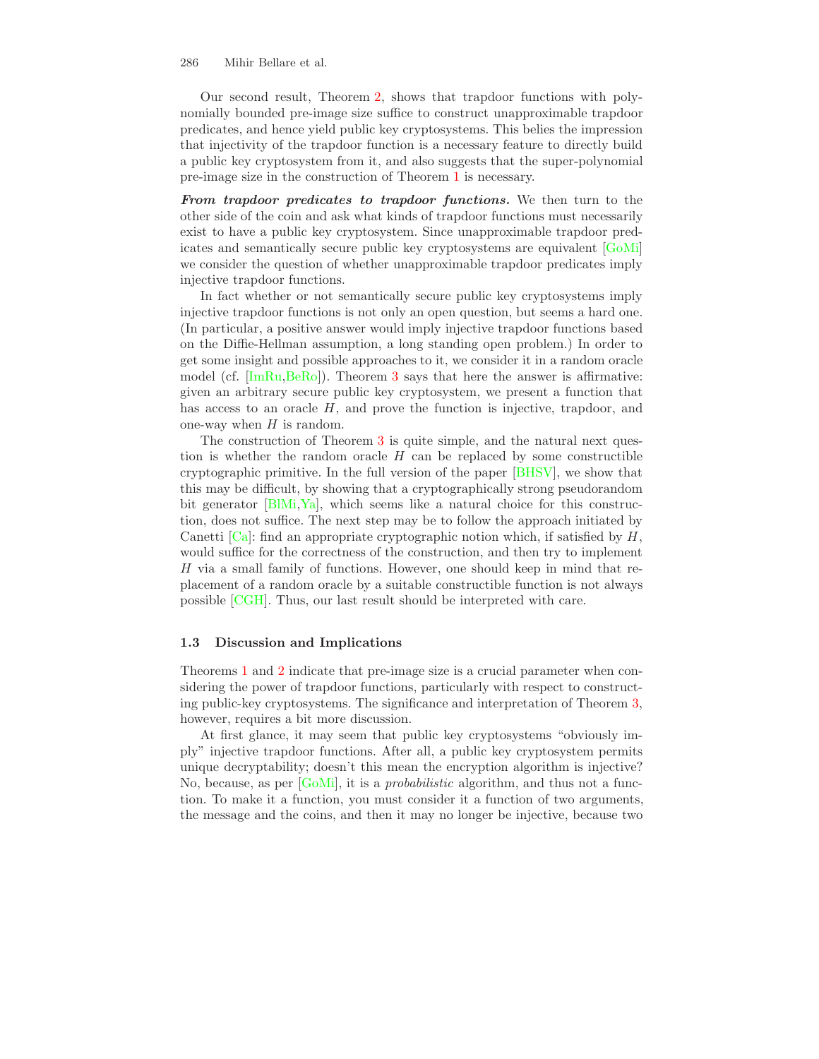Our second result, Theorem 2, shows that trapdoor functions with polynomially bounded pre-image size suffice to construct unapproximable trapdoor predicates, and hence yield public key cryptosystems. This belies the impression that injectivity of the trapdoor function is a necessary feature to directly build a public key cryptosystem from it, and also suggests that the super-polynomial pre-image size in the construction of Theorem 1 is necessary.

***From trapdoor predicates to trapdoor functions.*** We then turn to the other side of the coin and ask what kinds of trapdoor functions must necessarily exist to have a public key cryptosystem. Since unapproximable trapdoor predicates and semantically secure public key cryptosystems are equivalent [GoMi] we consider the question of whether unapproximable trapdoor predicates imply injective trapdoor functions.

In fact whether or not semantically secure public key cryptosystems imply injective trapdoor functions is not only an open question, but seems a hard one. (In particular, a positive answer would imply injective trapdoor functions based on the Diffie-Hellman assumption, a long standing open problem.) In order to get some insight and possible approaches to it, we consider it in a random oracle model (cf. [ImRu,BeRo]). Theorem 3 says that here the answer is affirmative: given an arbitrary secure public key cryptosystem, we present a function that has access to an oracle $H$, and prove the function is injective, trapdoor, and one-way when $H$ is random.

The construction of Theorem 3 is quite simple, and the natural next question is whether the random oracle $H$ can be replaced by some constructible cryptographic primitive. In the full version of the paper [BHSV], we show that this may be difficult, by showing that a cryptographically strong pseudorandom bit generator [BlMi,Ya], which seems like a natural choice for this construction, does not suffice. The next step may be to follow the approach initiated by Canetti [Ca]: find an appropriate cryptographic notion which, if satisfied by $H$, would suffice for the correctness of the construction, and then try to implement $H$ via a small family of functions. However, one should keep in mind that replacement of a random oracle by a suitable constructible function is not always possible [CGH]. Thus, our last result should be interpreted with care.

### 1.3 Discussion and Implications

Theorems 1 and 2 indicate that pre-image size is a crucial parameter when considering the power of trapdoor functions, particularly with respect to constructing public-key cryptosystems. The significance and interpretation of Theorem 3, however, requires a bit more discussion.

At first glance, it may seem that public key cryptosystems "obviously imply" injective trapdoor functions. After all, a public key cryptosystem permits unique decryptability; doesn't this mean the encryption algorithm is injective? No, because, as per [GoMi], it is a *probabilistic* algorithm, and thus not a function. To make it a function, you must consider it a function of two arguments, the message and the coins, and then it may no longer be injective, because two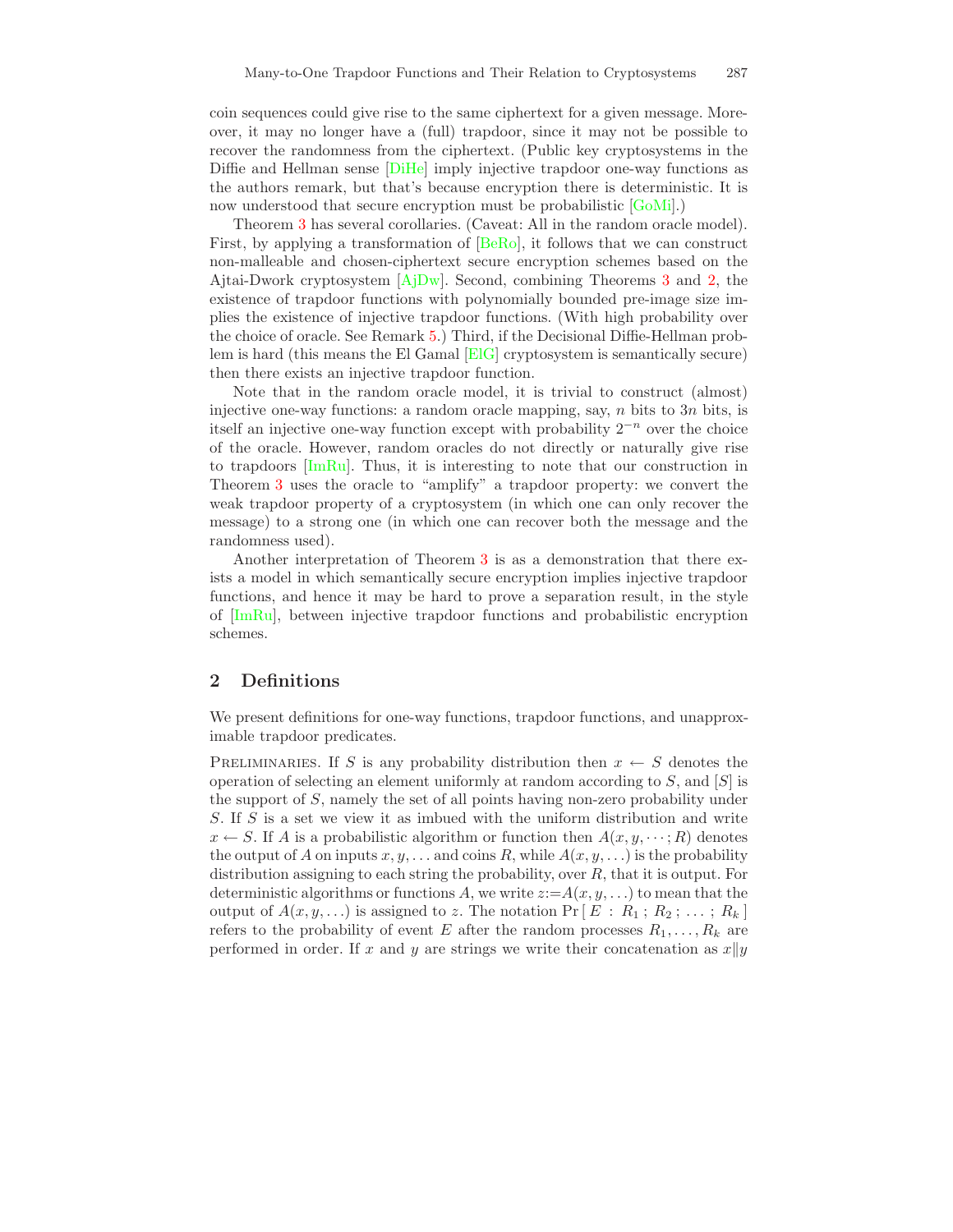coin sequences could give rise to the same ciphertext for a given message. Moreover, it may no longer have a (full) trapdoor, since it may not be possible to recover the randomness from the ciphertext. (Public key cryptosystems in the Diffie and Hellman sense [DiHe] imply injective trapdoor one-way functions as the authors remark, but that's because encryption there is deterministic. It is now understood that secure encryption must be probabilistic [GoMi].)

Theorem 3 has several corollaries. (Caveat: All in the random oracle model). First, by applying a transformation of [BeRo], it follows that we can construct non-malleable and chosen-ciphertext secure encryption schemes based on the Ajtai-Dwork cryptosystem [AjDw]. Second, combining Theorems 3 and 2, the existence of trapdoor functions with polynomially bounded pre-image size implies the existence of injective trapdoor functions. (With high probability over the choice of oracle. See Remark 5.) Third, if the Decisional Diffie-Hellman problem is hard (this means the El Gamal [ElG] cryptosystem is semantically secure) then there exists an injective trapdoor function.

Note that in the random oracle model, it is trivial to construct (almost) injective one-way functions: a random oracle mapping, say, $n$ bits to $3n$ bits, is itself an injective one-way function except with probability $2^{-n}$ over the choice of the oracle. However, random oracles do not directly or naturally give rise to trapdoors [ImRu]. Thus, it is interesting to note that our construction in Theorem 3 uses the oracle to "amplify" a trapdoor property: we convert the weak trapdoor property of a cryptosystem (in which one can only recover the message) to a strong one (in which one can recover both the message and the randomness used).

Another interpretation of Theorem 3 is as a demonstration that there exists a model in which semantically secure encryption implies injective trapdoor functions, and hence it may be hard to prove a separation result, in the style of [ImRu], between injective trapdoor functions and probabilistic encryption schemes.

## 2 Definitions

We present definitions for one-way functions, trapdoor functions, and unapproximable trapdoor predicates.

Preliminaries. If $S$ is any probability distribution then $x \leftarrow S$ denotes the operation of selecting an element uniformly at random according to $S$, and $[S]$ is the support of $S$, namely the set of all points having non-zero probability under $S$. If $S$ is a set we view it as imbued with the uniform distribution and write $x \leftarrow S$. If $A$ is a probabilistic algorithm or function then $A(x, y, \cdots ; R)$ denotes the output of $A$ on inputs $x, y, \ldots$ and coins $R$, while $A(x, y, \ldots)$ is the probability distribution assigning to each string the probability, over $R$, that it is output. For deterministic algorithms or functions $A$, we write $z := A(x, y, \ldots)$ to mean that the output of $A(x, y, \ldots)$ is assigned to $z$. The notation $\Pr[\, E : R_1 ; R_2 ; \ldots ; R_k \,]$ refers to the probability of event $E$ after the random processes $R_1, \ldots, R_k$ are performed in order. If $x$ and $y$ are strings we write their concatenation as $x \| y$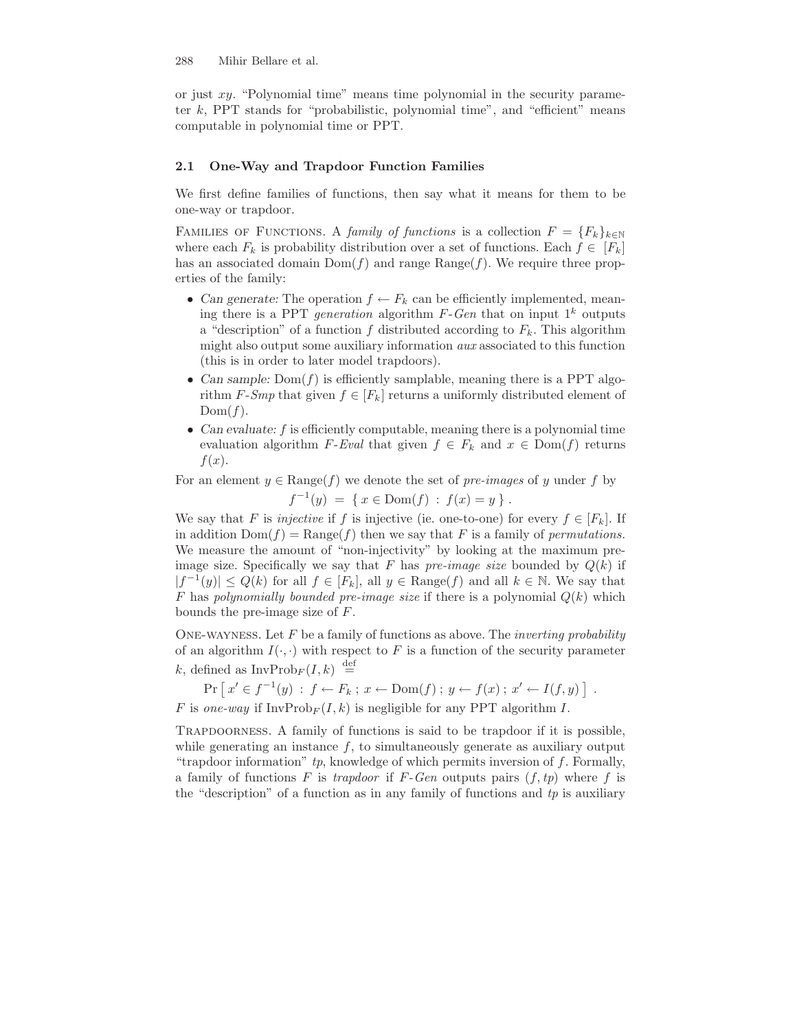or just $xy$. "Polynomial time" means time polynomial in the security parameter $k$, PPT stands for "probabilistic, polynomial time", and "efficient" means computable in polynomial time or PPT.

### 2.1 One-Way and Trapdoor Function Families

We first define families of functions, then say what it means for them to be one-way or trapdoor.

FAMILIES OF FUNCTIONS. A *family of functions* is a collection $F = \{F_k\}_{k \in \mathbb{N}}$ where each $F_k$ is probability distribution over a set of functions. Each $f \in [F_k]$ has an associated domain $\mathrm{Dom}(f)$ and range $\mathrm{Range}(f)$. We require three properties of the family:

- *Can generate:* The operation $f \leftarrow F_k$ can be efficiently implemented, meaning there is a PPT *generation* algorithm $F\text{-}Gen$ that on input $1^k$ outputs a "description" of a function $f$ distributed according to $F_k$. This algorithm might also output some auxiliary information *aux* associated to this function (this is in order to later model trapdoors).
- *Can sample:* $\mathrm{Dom}(f)$ is efficiently samplable, meaning there is a PPT algorithm $F\text{-}Smp$ that given $f \in [F_k]$ returns a uniformly distributed element of $\mathrm{Dom}(f)$.
- *Can evaluate:* $f$ is efficiently computable, meaning there is a polynomial time evaluation algorithm $F\text{-}Eval$ that given $f \in F_k$ and $x \in \mathrm{Dom}(f)$ returns $f(x)$.

For an element $y \in \mathrm{Range}(f)$ we denote the set of *pre-images* of $y$ under $f$ by

$$f^{-1}(y) \;=\; \{\, x \in \mathrm{Dom}(f) \,:\, f(x) = y \,\} \,.$$

We say that $F$ is *injective* if $f$ is injective (ie. one-to-one) for every $f \in [F_k]$. If in addition $\mathrm{Dom}(f) = \mathrm{Range}(f)$ then we say that $F$ is a family of *permutations*. We measure the amount of "non-injectivity" by looking at the maximum pre-image size. Specifically we say that $F$ has *pre-image size* bounded by $Q(k)$ if $|f^{-1}(y)| \leq Q(k)$ for all $f \in [F_k]$, all $y \in \mathrm{Range}(f)$ and all $k \in \mathbb{N}$. We say that $F$ has *polynomially bounded pre-image size* if there is a polynomial $Q(k)$ which bounds the pre-image size of $F$.

ONE-WAYNESS. Let $F$ be a family of functions as above. The *inverting probability* of an algorithm $I(\cdot,\cdot)$ with respect to $F$ is a function of the security parameter $k$, defined as $\mathrm{InvProb}_F(I,k) \stackrel{\mathrm{def}}{=}$

$$\Pr\left[\, x' \in f^{-1}(y) \,:\, f \leftarrow F_k \,;\, x \leftarrow \mathrm{Dom}(f) \,;\, y \leftarrow f(x) \,;\, x' \leftarrow I(f,y) \,\right] \,.$$

$F$ is *one-way* if $\mathrm{InvProb}_F(I,k)$ is negligible for any PPT algorithm $I$.

TRAPDOORNESS. A family of functions is said to be trapdoor if it is possible, while generating an instance $f$, to simultaneously generate as auxiliary output "trapdoor information" *tp*, knowledge of which permits inversion of $f$. Formally, a family of functions $F$ is *trapdoor* if $F\text{-}Gen$ outputs pairs $(f, tp)$ where $f$ is the "description" of a function as in any family of functions and *tp* is auxiliary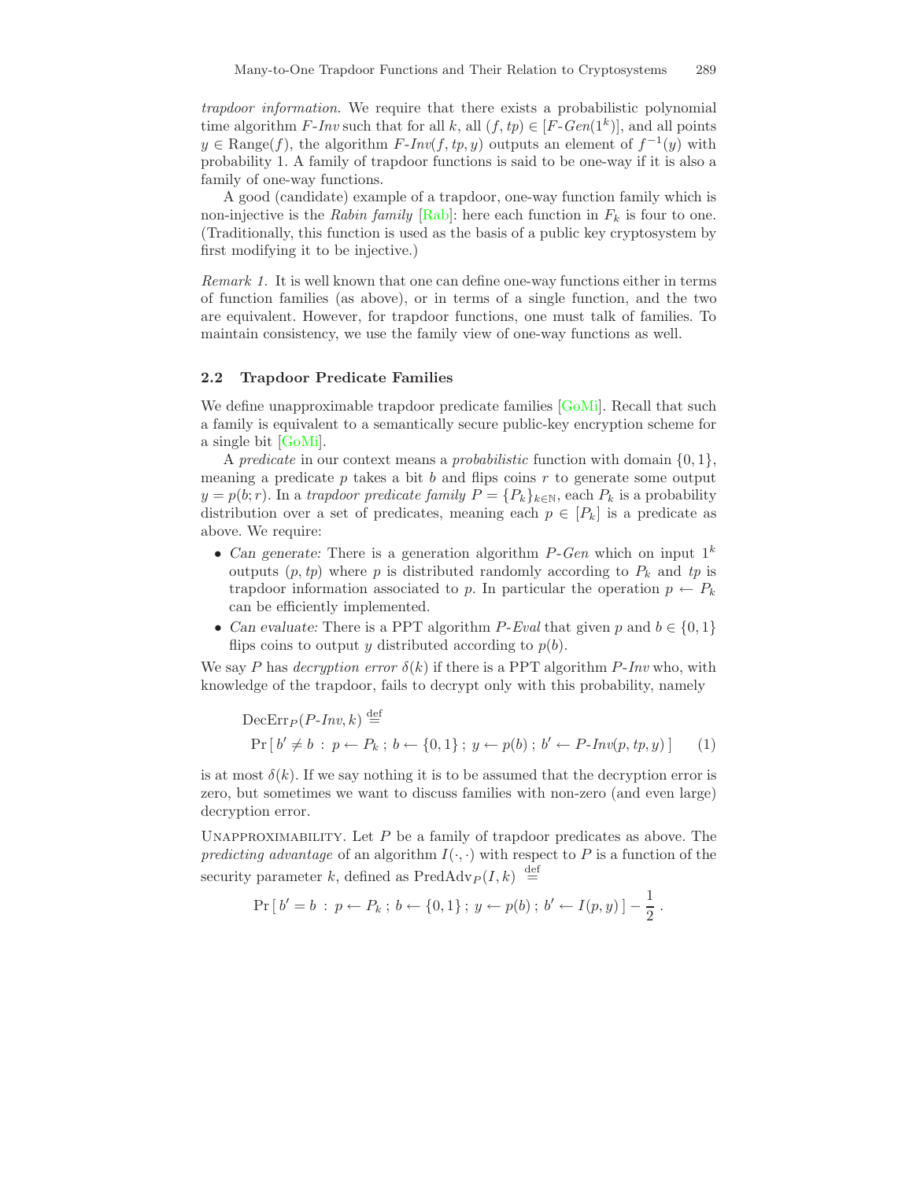*trapdoor information*. We require that there exists a probabilistic polynomial time algorithm $F\text{-}Inv$ such that for all $k$, all $(f, tp) \in [F\text{-}Gen(1^k)]$, and all points $y \in \text{Range}(f)$, the algorithm $F\text{-}Inv(f, tp, y)$ outputs an element of $f^{-1}(y)$ with probability 1. A family of trapdoor functions is said to be one-way if it is also a family of one-way functions.

A good (candidate) example of a trapdoor, one-way function family which is non-injective is the *Rabin family* [Rab]: here each function in $F_k$ is four to one. (Traditionally, this function is used as the basis of a public key cryptosystem by first modifying it to be injective.)

*Remark 1.* It is well known that one can define one-way functions either in terms of function families (as above), or in terms of a single function, and the two are equivalent. However, for trapdoor functions, one must talk of families. To maintain consistency, we use the family view of one-way functions as well.

### 2.2 Trapdoor Predicate Families

We define unapproximable trapdoor predicate families [GoMi]. Recall that such a family is equivalent to a semantically secure public-key encryption scheme for a single bit [GoMi].

A *predicate* in our context means a *probabilistic* function with domain $\{0, 1\}$, meaning a predicate $p$ takes a bit $b$ and flips coins $r$ to generate some output $y = p(b; r)$. In a *trapdoor predicate family* $P = \{P_k\}_{k \in \mathbb{N}}$, each $P_k$ is a probability distribution over a set of predicates, meaning each $p \in [P_k]$ is a predicate as above. We require:

- *Can generate:* There is a generation algorithm $P\text{-}Gen$ which on input $1^k$ outputs $(p, tp)$ where $p$ is distributed randomly according to $P_k$ and $tp$ is trapdoor information associated to $p$. In particular the operation $p \leftarrow P_k$ can be efficiently implemented.
- *Can evaluate:* There is a PPT algorithm $P\text{-}Eval$ that given $p$ and $b \in \{0, 1\}$ flips coins to output $y$ distributed according to $p(b)$.

We say $P$ has *decryption error* $\delta(k)$ if there is a PPT algorithm $P\text{-}Inv$ who, with knowledge of the trapdoor, fails to decrypt only with this probability, namely

$$\text{DecErr}_P(P\text{-}Inv, k) \stackrel{\text{def}}{=} \Pr\left[\, b' \neq b \;:\; p \leftarrow P_k \;;\; b \leftarrow \{0,1\} \;;\; y \leftarrow p(b) \;;\; b' \leftarrow P\text{-}Inv(p, tp, y) \,\right] \qquad (1)$$

is at most $\delta(k)$. If we say nothing it is to be assumed that the decryption error is zero, but sometimes we want to discuss families with non-zero (and even large) decryption error.

UNAPPROXIMABILITY. Let $P$ be a family of trapdoor predicates as above. The *predicting advantage* of an algorithm $I(\cdot, \cdot)$ with respect to $P$ is a function of the security parameter $k$, defined as $\text{PredAdv}_P(I, k) \stackrel{\text{def}}{=}$

$$\Pr\left[\, b' = b \;:\; p \leftarrow P_k \;;\; b \leftarrow \{0,1\} \;;\; y \leftarrow p(b) \;;\; b' \leftarrow I(p, y) \,\right] - \frac{1}{2}\,.$$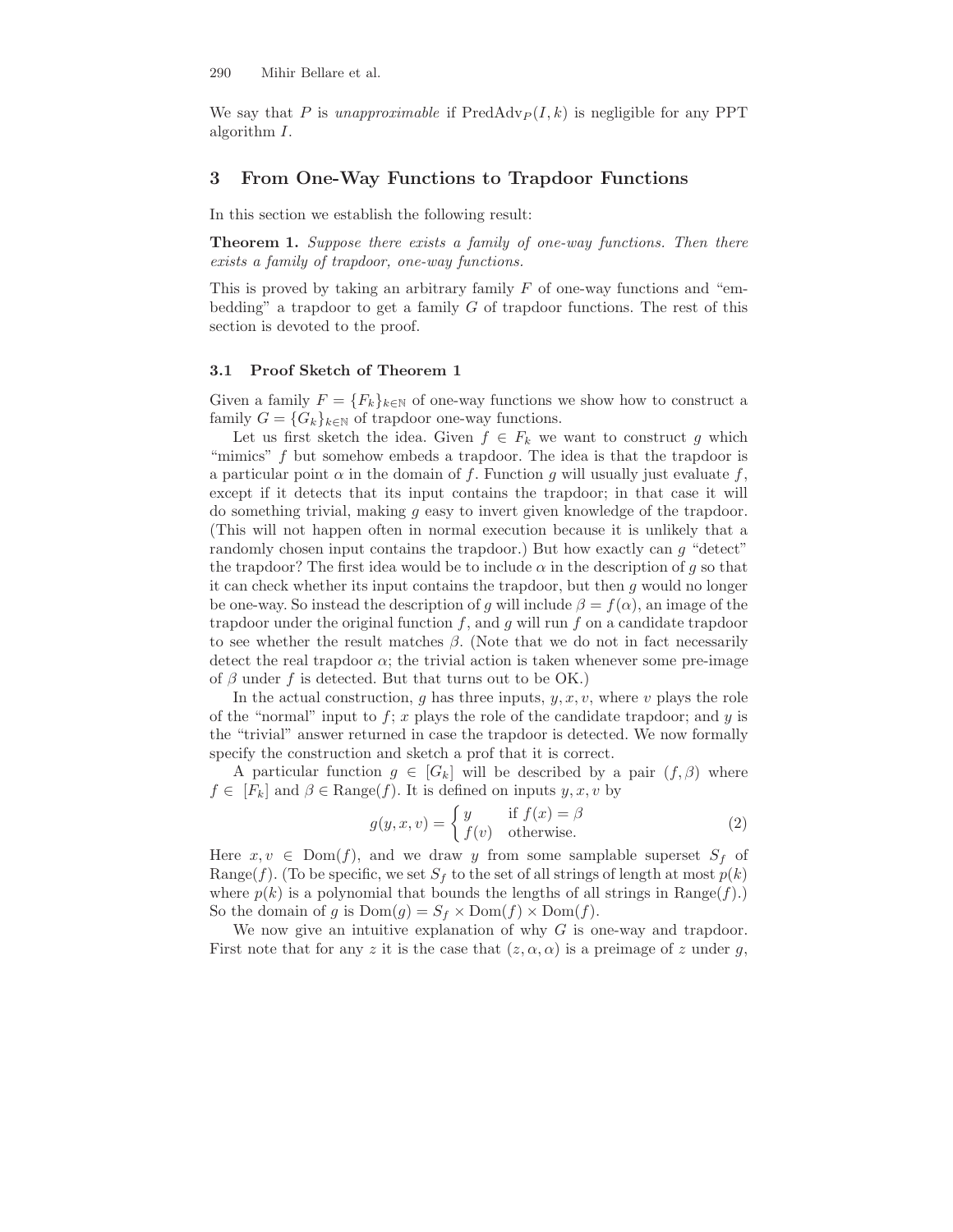We say that $P$ is *unapproximable* if $\text{PredAdv}_P(I, k)$ is negligible for any PPT algorithm $I$.

## 3 From One-Way Functions to Trapdoor Functions

In this section we establish the following result:

**Theorem 1.** *Suppose there exists a family of one-way functions. Then there exists a family of trapdoor, one-way functions.*

This is proved by taking an arbitrary family $F$ of one-way functions and "embedding" a trapdoor to get a family $G$ of trapdoor functions. The rest of this section is devoted to the proof.

### 3.1 Proof Sketch of Theorem 1

Given a family $F = \{F_k\}_{k \in \mathbb{N}}$ of one-way functions we show how to construct a family $G = \{G_k\}_{k \in \mathbb{N}}$ of trapdoor one-way functions.

Let us first sketch the idea. Given $f \in F_k$ we want to construct $g$ which "mimics" $f$ but somehow embeds a trapdoor. The idea is that the trapdoor is a particular point $\alpha$ in the domain of $f$. Function $g$ will usually just evaluate $f$, except if it detects that its input contains the trapdoor; in that case it will do something trivial, making $g$ easy to invert given knowledge of the trapdoor. (This will not happen often in normal execution because it is unlikely that a randomly chosen input contains the trapdoor.) But how exactly can $g$ "detect" the trapdoor? The first idea would be to include $\alpha$ in the description of $g$ so that it can check whether its input contains the trapdoor, but then $g$ would no longer be one-way. So instead the description of $g$ will include $\beta = f(\alpha)$, an image of the trapdoor under the original function $f$, and $g$ will run $f$ on a candidate trapdoor to see whether the result matches $\beta$. (Note that we do not in fact necessarily detect the real trapdoor $\alpha$; the trivial action is taken whenever some pre-image of $\beta$ under $f$ is detected. But that turns out to be OK.)

In the actual construction, $g$ has three inputs, $y, x, v$, where $v$ plays the role of the "normal" input to $f$; $x$ plays the role of the candidate trapdoor; and $y$ is the "trivial" answer returned in case the trapdoor is detected. We now formally specify the construction and sketch a prof that it is correct.

A particular function $g \in [G_k]$ will be described by a pair $(f, \beta)$ where $f \in [F_k]$ and $\beta \in \text{Range}(f)$. It is defined on inputs $y, x, v$ by

$$g(y, x, v) = \begin{cases} y & \text{if } f(x) = \beta \\ f(v) & \text{otherwise.} \end{cases} \tag{2}$$

Here $x, v \in \text{Dom}(f)$, and we draw $y$ from some samplable superset $S_f$ of $\text{Range}(f)$. (To be specific, we set $S_f$ to the set of all strings of length at most $p(k)$ where $p(k)$ is a polynomial that bounds the lengths of all strings in $\text{Range}(f)$.) So the domain of $g$ is $\text{Dom}(g) = S_f \times \text{Dom}(f) \times \text{Dom}(f)$.

We now give an intuitive explanation of why $G$ is one-way and trapdoor. First note that for any $z$ it is the case that $(z, \alpha, \alpha)$ is a preimage of $z$ under $g$,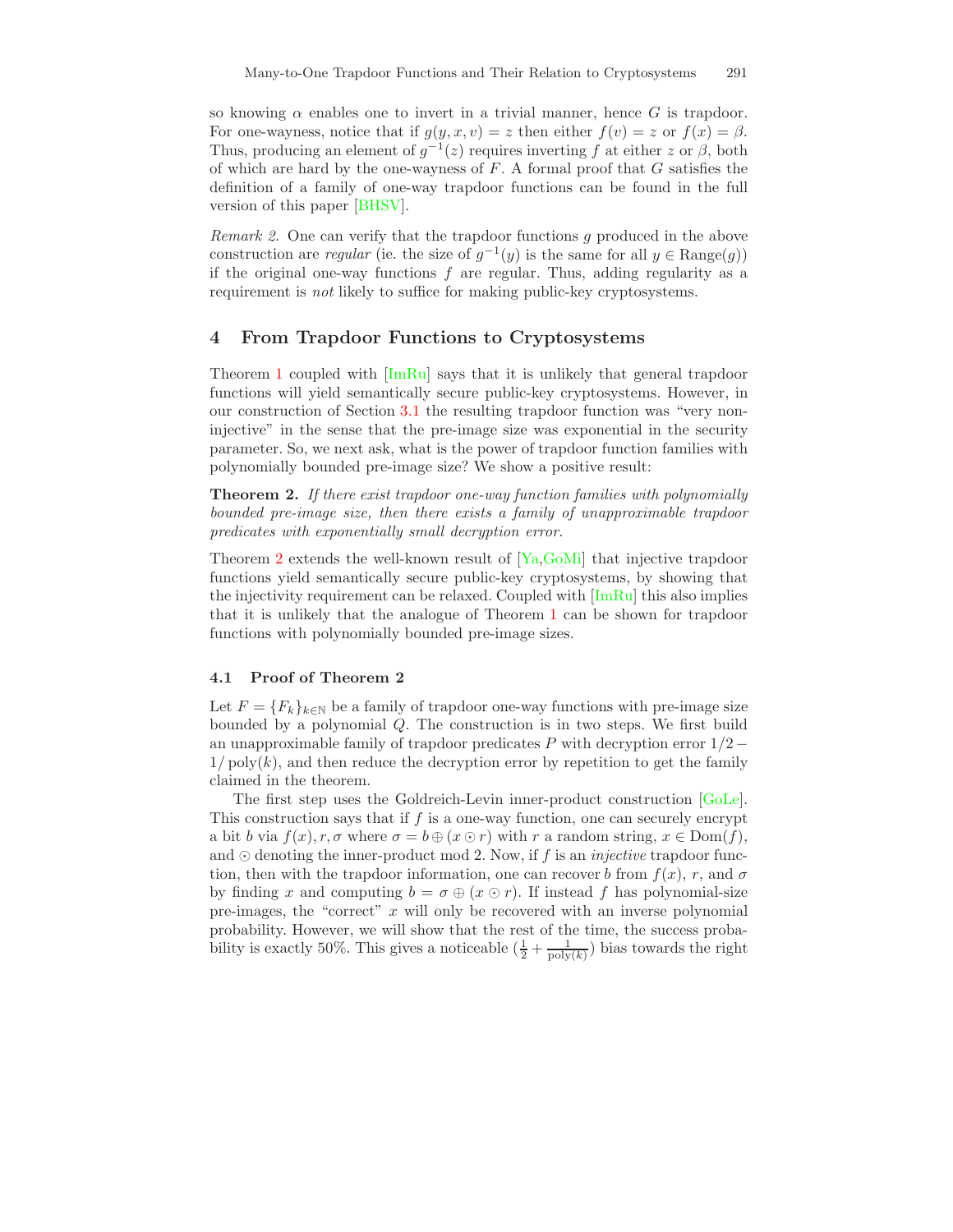so knowing $\alpha$ enables one to invert in a trivial manner, hence $G$ is trapdoor. For one-wayness, notice that if $g(y, x, v) = z$ then either $f(v) = z$ or $f(x) = \beta$. Thus, producing an element of $g^{-1}(z)$ requires inverting $f$ at either $z$ or $\beta$, both of which are hard by the one-wayness of $F$. A formal proof that $G$ satisfies the definition of a family of one-way trapdoor functions can be found in the full version of this paper [BHSV].

*Remark 2.* One can verify that the trapdoor functions $g$ produced in the above construction are *regular* (ie. the size of $g^{-1}(y)$ is the same for all $y \in \text{Range}(g)$) if the original one-way functions $f$ are regular. Thus, adding regularity as a requirement is *not* likely to suffice for making public-key cryptosystems.

## 4 From Trapdoor Functions to Cryptosystems

Theorem 1 coupled with [ImRu] says that it is unlikely that general trapdoor functions will yield semantically secure public-key cryptosystems. However, in our construction of Section 3.1 the resulting trapdoor function was "very non-injective" in the sense that the pre-image size was exponential in the security parameter. So, we next ask, what is the power of trapdoor function families with polynomially bounded pre-image size? We show a positive result:

**Theorem 2.** *If there exist trapdoor one-way function families with polynomially bounded pre-image size, then there exists a family of unapproximable trapdoor predicates with exponentially small decryption error.*

Theorem 2 extends the well-known result of [Ya,GoMi] that injective trapdoor functions yield semantically secure public-key cryptosystems, by showing that the injectivity requirement can be relaxed. Coupled with [ImRu] this also implies that it is unlikely that the analogue of Theorem 1 can be shown for trapdoor functions with polynomially bounded pre-image sizes.

### 4.1 Proof of Theorem 2

Let $F = \{F_k\}_{k \in \mathbb{N}}$ be a family of trapdoor one-way functions with pre-image size bounded by a polynomial $Q$. The construction is in two steps. We first build an unapproximable family of trapdoor predicates $P$ with decryption error $1/2 - 1/\text{poly}(k)$, and then reduce the decryption error by repetition to get the family claimed in the theorem.

The first step uses the Goldreich-Levin inner-product construction [GoLe]. This construction says that if $f$ is a one-way function, one can securely encrypt a bit $b$ via $f(x), r, \sigma$ where $\sigma = b \oplus (x \odot r)$ with $r$ a random string, $x \in \text{Dom}(f)$, and $\odot$ denoting the inner-product mod 2. Now, if $f$ is an *injective* trapdoor function, then with the trapdoor information, one can recover $b$ from $f(x)$, $r$, and $\sigma$ by finding $x$ and computing $b = \sigma \oplus (x \odot r)$. If instead $f$ has polynomial-size pre-images, the "correct" $x$ will only be recovered with an inverse polynomial probability. However, we will show that the rest of the time, the success probability is exactly 50%. This gives a noticeable $(\frac{1}{2} + \frac{1}{\text{poly}(k)})$ bias towards the right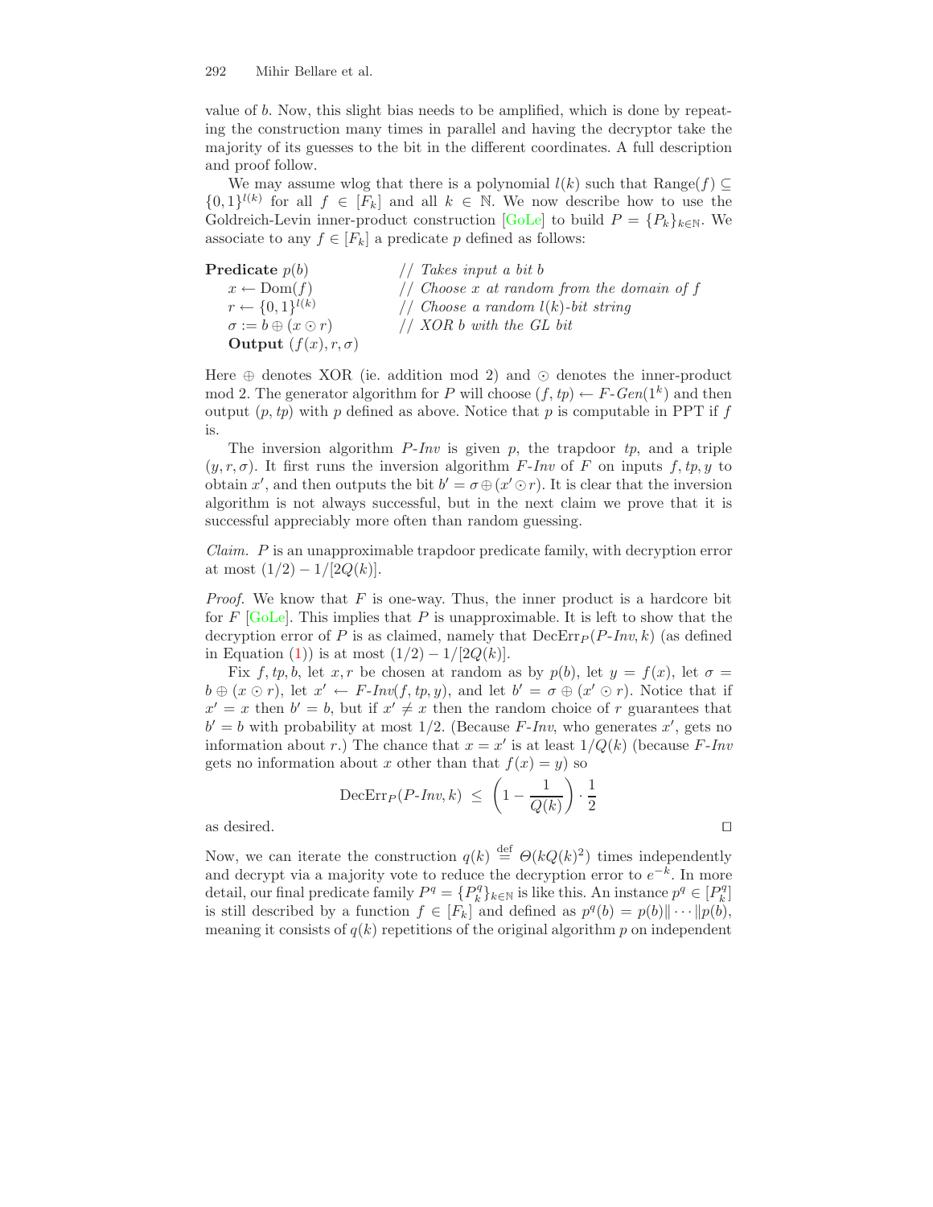value of $b$. Now, this slight bias needs to be amplified, which is done by repeating the construction many times in parallel and having the decryptor take the majority of its guesses to the bit in the different coordinates. A full description and proof follow.

We may assume wlog that there is a polynomial $l(k)$ such that $\text{Range}(f) \subseteq \{0,1\}^{l(k)}$ for all $f \in [F_k]$ and all $k \in \mathbb{N}$. We now describe how to use the Goldreich-Levin inner-product construction [GoLe] to build $P = \{P_k\}_{k \in \mathbb{N}}$. We associate to any $f \in [F_k]$ a predicate $p$ defined as follows:

```
Predicate p(b)              // Takes input a bit b
   x ← Dom(f)               // Choose x at random from the domain of f
   r ← {0,1}^{l(k)}         // Choose a random l(k)-bit string
   σ := b ⊕ (x ⊙ r)         // XOR b with the GL bit
   Output (f(x), r, σ)
```

Here $\oplus$ denotes XOR (ie. addition mod 2) and $\odot$ denotes the inner-product mod 2. The generator algorithm for $P$ will choose $(f, tp) \leftarrow F\text{-}Gen(1^k)$ and then output $(p, tp)$ with $p$ defined as above. Notice that $p$ is computable in PPT if $f$ is.

The inversion algorithm $P\text{-}Inv$ is given $p$, the trapdoor $tp$, and a triple $(y, r, \sigma)$. It first runs the inversion algorithm $F\text{-}Inv$ of $F$ on inputs $f, tp, y$ to obtain $x'$, and then outputs the bit $b' = \sigma \oplus (x' \odot r)$. It is clear that the inversion algorithm is not always successful, but in the next claim we prove that it is successful appreciably more often than random guessing.

*Claim.* $P$ is an unapproximable trapdoor predicate family, with decryption error at most $(1/2) - 1/[2Q(k)]$.

*Proof.* We know that $F$ is one-way. Thus, the inner product is a hardcore bit for $F$ [GoLe]. This implies that $P$ is unapproximable. It is left to show that the decryption error of $P$ is as claimed, namely that $\text{DecErr}_P(P\text{-}Inv, k)$ (as defined in Equation (1)) is at most $(1/2) - 1/[2Q(k)]$.

Fix $f, tp, b$, let $x, r$ be chosen at random as by $p(b)$, let $y = f(x)$, let $\sigma = b \oplus (x \odot r)$, let $x' \leftarrow F\text{-}Inv(f, tp, y)$, and let $b' = \sigma \oplus (x' \odot r)$. Notice that if $x' = x$ then $b' = b$, but if $x' \neq x$ then the random choice of $r$ guarantees that $b' = b$ with probability at most $1/2$. (Because $F\text{-}Inv$, who generates $x'$, gets no information about $r$.) The chance that $x = x'$ is at least $1/Q(k)$ (because $F\text{-}Inv$ gets no information about $x$ other than that $f(x) = y$) so

$$\text{DecErr}_P(P\text{-}Inv, k) \;\leq\; \left(1 - \frac{1}{Q(k)}\right) \cdot \frac{1}{2}$$

as desired. □

Now, we can iterate the construction $q(k) \stackrel{\text{def}}{=} \Theta(kQ(k)^2)$ times independently and decrypt via a majority vote to reduce the decryption error to $e^{-k}$. In more detail, our final predicate family $P^q = \{P^q_k\}_{k \in \mathbb{N}}$ is like this. An instance $p^q \in [P^q_k]$ is still described by a function $f \in [F_k]$ and defined as $p^q(b) = p(b) \| \cdots \| p(b)$, meaning it consists of $q(k)$ repetitions of the original algorithm $p$ on independent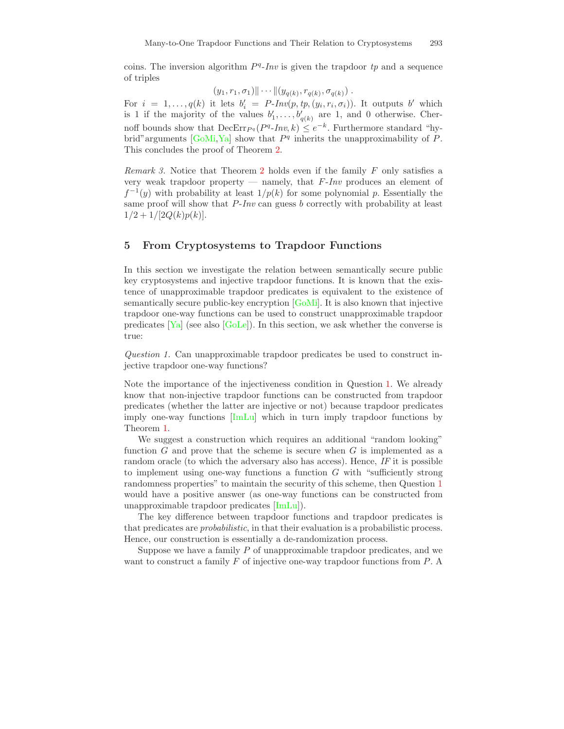coins. The inversion algorithm $P^q$-*Inv* is given the trapdoor $tp$ and a sequence of triples

$$(y_1, r_1, \sigma_1)\| \cdots \|(y_{q(k)}, r_{q(k)}, \sigma_{q(k)}) .$$

For $i = 1, \ldots, q(k)$ it lets $b'_i = P\text{-}Inv(p, tp, (y_i, r_i, \sigma_i))$. It outputs $b'$ which is 1 if the majority of the values $b'_1, \ldots, b'_{q(k)}$ are 1, and 0 otherwise. Chernoff bounds show that $\mathrm{DecErr}_{P^q}(P^q\text{-}Inv, k) \leq e^{-k}$. Furthermore standard "hybrid" arguments [GoMi,Ya] show that $P^q$ inherits the unapproximability of $P$. This concludes the proof of Theorem 2.

*Remark 3.* Notice that Theorem 2 holds even if the family $F$ only satisfies a very weak trapdoor property — namely, that $F$-*Inv* produces an element of $f^{-1}(y)$ with probability at least $1/p(k)$ for some polynomial $p$. Essentially the same proof will show that $P$-*Inv* can guess $b$ correctly with probability at least $1/2 + 1/[2Q(k)p(k)]$.

## 5 From Cryptosystems to Trapdoor Functions

In this section we investigate the relation between semantically secure public key cryptosystems and injective trapdoor functions. It is known that the existence of unapproximable trapdoor predicates is equivalent to the existence of semantically secure public-key encryption [GoMi]. It is also known that injective trapdoor one-way functions can be used to construct unapproximable trapdoor predicates [Ya] (see also [GoLe]). In this section, we ask whether the converse is true:

*Question 1.* Can unapproximable trapdoor predicates be used to construct injective trapdoor one-way functions?

Note the importance of the injectiveness condition in Question 1. We already know that non-injective trapdoor functions can be constructed from trapdoor predicates (whether the latter are injective or not) because trapdoor predicates imply one-way functions [ImLu] which in turn imply trapdoor functions by Theorem 1.

We suggest a construction which requires an additional "random looking" function $G$ and prove that the scheme is secure when $G$ is implemented as a random oracle (to which the adversary also has access). Hence, *IF* it is possible to implement using one-way functions a function $G$ with "sufficiently strong randomness properties" to maintain the security of this scheme, then Question 1 would have a positive answer (as one-way functions can be constructed from unapproximable trapdoor predicates [ImLu]).

The key difference between trapdoor functions and trapdoor predicates is that predicates are *probabilistic*, in that their evaluation is a probabilistic process. Hence, our construction is essentially a de-randomization process.

Suppose we have a family $P$ of unapproximable trapdoor predicates, and we want to construct a family $F$ of injective one-way trapdoor functions from $P$. A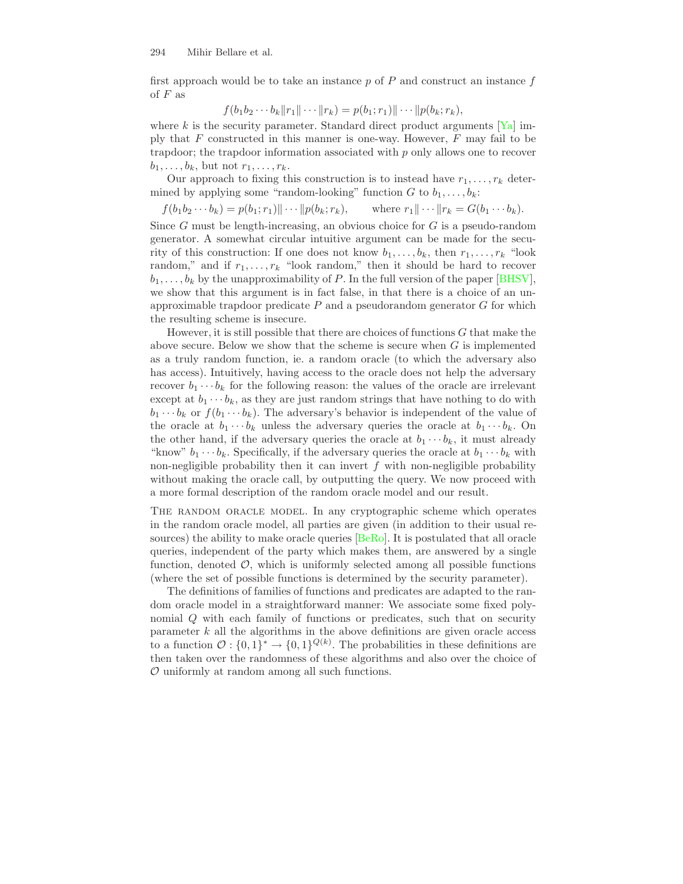first approach would be to take an instance $p$ of $P$ and construct an instance $f$ of $F$ as

$$f(b_1 b_2 \cdots b_k \| r_1 \| \cdots \| r_k) = p(b_1; r_1) \| \cdots \| p(b_k; r_k),$$

where $k$ is the security parameter. Standard direct product arguments [Ya] imply that $F$ constructed in this manner is one-way. However, $F$ may fail to be trapdoor; the trapdoor information associated with $p$ only allows one to recover $b_1, \ldots, b_k$, but not $r_1, \ldots, r_k$.

Our approach to fixing this construction is to instead have $r_1, \ldots, r_k$ determined by applying some "random-looking" function $G$ to $b_1, \ldots, b_k$:

$$f(b_1 b_2 \cdots b_k) = p(b_1; r_1) \| \cdots \| p(b_k; r_k), \qquad \text{where } r_1 \| \cdots \| r_k = G(b_1 \cdots b_k).$$

Since $G$ must be length-increasing, an obvious choice for $G$ is a pseudo-random generator. A somewhat circular intuitive argument can be made for the security of this construction: If one does not know $b_1, \ldots, b_k$, then $r_1, \ldots, r_k$ "look random," and if $r_1, \ldots, r_k$ "look random," then it should be hard to recover $b_1, \ldots, b_k$ by the unapproximability of $P$. In the full version of the paper [BHSV], we show that this argument is in fact false, in that there is a choice of an unapproximable trapdoor predicate $P$ and a pseudorandom generator $G$ for which the resulting scheme is insecure.

However, it is still possible that there are choices of functions $G$ that make the above secure. Below we show that the scheme is secure when $G$ is implemented as a truly random function, ie. a random oracle (to which the adversary also has access). Intuitively, having access to the oracle does not help the adversary recover $b_1 \cdots b_k$ for the following reason: the values of the oracle are irrelevant except at $b_1 \cdots b_k$, as they are just random strings that have nothing to do with $b_1 \cdots b_k$ or $f(b_1 \cdots b_k)$. The adversary's behavior is independent of the value of the oracle at $b_1 \cdots b_k$ unless the adversary queries the oracle at $b_1 \cdots b_k$. On the other hand, if the adversary queries the oracle at $b_1 \cdots b_k$, it must already "know" $b_1 \cdots b_k$. Specifically, if the adversary queries the oracle at $b_1 \cdots b_k$ with non-negligible probability then it can invert $f$ with non-negligible probability without making the oracle call, by outputting the query. We now proceed with a more formal description of the random oracle model and our result.

The random oracle model. In any cryptographic scheme which operates in the random oracle model, all parties are given (in addition to their usual resources) the ability to make oracle queries [BeRo]. It is postulated that all oracle queries, independent of the party which makes them, are answered by a single function, denoted $\mathcal{O}$, which is uniformly selected among all possible functions (where the set of possible functions is determined by the security parameter).

The definitions of families of functions and predicates are adapted to the random oracle model in a straightforward manner: We associate some fixed polynomial $Q$ with each family of functions or predicates, such that on security parameter $k$ all the algorithms in the above definitions are given oracle access to a function $\mathcal{O} : \{0,1\}^* \to \{0,1\}^{Q(k)}$. The probabilities in these definitions are then taken over the randomness of these algorithms and also over the choice of $\mathcal{O}$ uniformly at random among all such functions.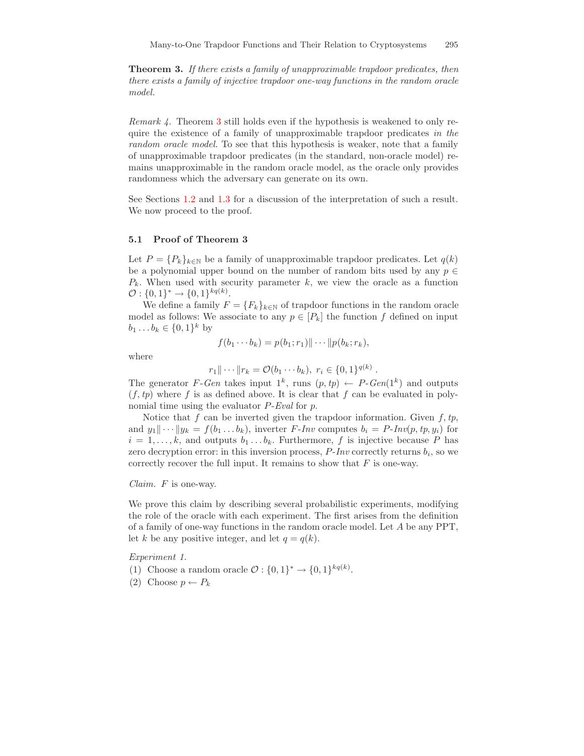**Theorem 3.** *If there exists a family of unapproximable trapdoor predicates, then there exists a family of injective trapdoor one-way functions in the random oracle model.*

*Remark 4.* Theorem 3 still holds even if the hypothesis is weakened to only require the existence of a family of unapproximable trapdoor predicates *in the random oracle model.* To see that this hypothesis is weaker, note that a family of unapproximable trapdoor predicates (in the standard, non-oracle model) remains unapproximable in the random oracle model, as the oracle only provides randomness which the adversary can generate on its own.

See Sections 1.2 and 1.3 for a discussion of the interpretation of such a result. We now proceed to the proof.

### 5.1 Proof of Theorem 3

Let $P = \{P_k\}_{k \in \mathbb{N}}$ be a family of unapproximable trapdoor predicates. Let $q(k)$ be a polynomial upper bound on the number of random bits used by any $p \in P_k$. When used with security parameter $k$, we view the oracle as a function $\mathcal{O} : \{0,1\}^* \to \{0,1\}^{kq(k)}$.

We define a family $F = \{F_k\}_{k \in \mathbb{N}}$ of trapdoor functions in the random oracle model as follows: We associate to any $p \in [P_k]$ the function $f$ defined on input $b_1 \dots b_k \in \{0,1\}^k$ by

$$f(b_1 \cdots b_k) = p(b_1; r_1) \| \cdots \| p(b_k; r_k),$$

where

$$r_1 \| \cdots \| r_k = \mathcal{O}(b_1 \cdots b_k),\ r_i \in \{0,1\}^{q(k)}\ .$$

The generator $F\text{-}Gen$ takes input $1^k$, runs $(p, tp) \leftarrow P\text{-}Gen(1^k)$ and outputs $(f, tp)$ where $f$ is as defined above. It is clear that $f$ can be evaluated in polynomial time using the evaluator $P\text{-}Eval$ for $p$.

Notice that $f$ can be inverted given the trapdoor information. Given $f, tp$, and $y_1 \| \cdots \| y_k = f(b_1 \dots b_k)$, inverter $F\text{-}Inv$ computes $b_i = P\text{-}Inv(p, tp, y_i)$ for $i = 1, \dots, k$, and outputs $b_1 \dots b_k$. Furthermore, $f$ is injective because $P$ has zero decryption error: in this inversion process, $P\text{-}Inv$ correctly returns $b_i$, so we correctly recover the full input. It remains to show that $F$ is one-way.

*Claim.* $F$ is one-way.

We prove this claim by describing several probabilistic experiments, modifying the role of the oracle with each experiment. The first arises from the definition of a family of one-way functions in the random oracle model. Let $A$ be any PPT, let $k$ be any positive integer, and let $q = q(k)$.

*Experiment 1.*

(1) Choose a random oracle $\mathcal{O} : \{0,1\}^* \to \{0,1\}^{kq(k)}$.
(2) Choose $p \leftarrow P_k$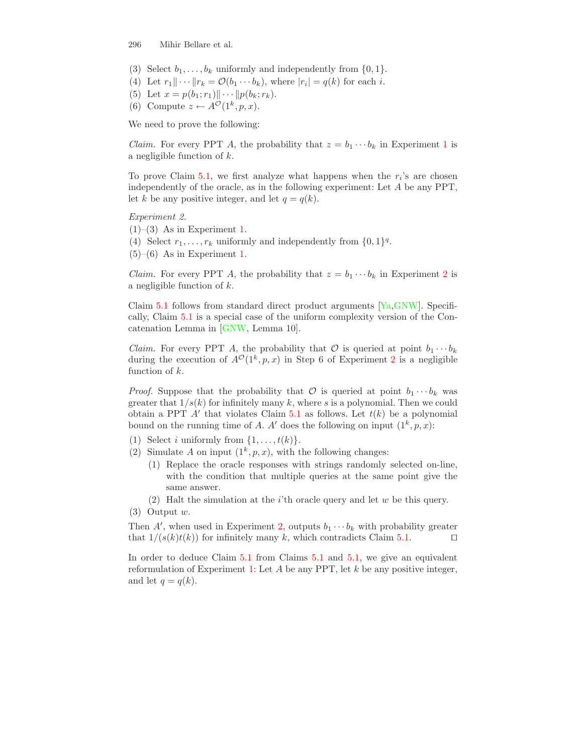(3) Select $b_1, \ldots, b_k$ uniformly and independently from $\{0,1\}$.
(4) Let $r_1 \| \cdots \| r_k = \mathcal{O}(b_1 \cdots b_k)$, where $|r_i| = q(k)$ for each $i$.
(5) Let $x = p(b_1; r_1) \| \cdots \| p(b_k; r_k)$.
(6) Compute $z \leftarrow A^{\mathcal{O}}(1^k, p, x)$.

We need to prove the following:

*Claim.* For every PPT $A$, the probability that $z = b_1 \cdots b_k$ in Experiment 1 is a negligible function of $k$.

To prove Claim 5.1, we first analyze what happens when the $r_i$'s are chosen independently of the oracle, as in the following experiment: Let $A$ be any PPT, let $k$ be any positive integer, and let $q = q(k)$.

*Experiment 2.*
(1)–(3) As in Experiment 1.
(4) Select $r_1, \ldots, r_k$ uniformly and independently from $\{0,1\}^q$.
(5)–(6) As in Experiment 1.

*Claim.* For every PPT $A$, the probability that $z = b_1 \cdots b_k$ in Experiment 2 is a negligible function of $k$.

Claim 5.1 follows from standard direct product arguments [Ya,GNW]. Specifically, Claim 5.1 is a special case of the uniform complexity version of the Concatenation Lemma in [GNW, Lemma 10].

*Claim.* For every PPT $A$, the probability that $\mathcal{O}$ is queried at point $b_1 \cdots b_k$ during the execution of $A^{\mathcal{O}}(1^k, p, x)$ in Step 6 of Experiment 2 is a negligible function of $k$.

*Proof.* Suppose that the probability that $\mathcal{O}$ is queried at point $b_1 \cdots b_k$ was greater that $1/s(k)$ for infinitely many $k$, where $s$ is a polynomial. Then we could obtain a PPT $A'$ that violates Claim 5.1 as follows. Let $t(k)$ be a polynomial bound on the running time of $A$. $A'$ does the following on input $(1^k, p, x)$:

(1) Select $i$ uniformly from $\{1, \ldots, t(k)\}$.
(2) Simulate $A$ on input $(1^k, p, x)$, with the following changes:
   (1) Replace the oracle responses with strings randomly selected on-line, with the condition that multiple queries at the same point give the same answer.
   (2) Halt the simulation at the $i$'th oracle query and let $w$ be this query.
(3) Output $w$.

Then $A'$, when used in Experiment 2, outputs $b_1 \cdots b_k$ with probability greater that $1/(s(k)t(k))$ for infinitely many $k$, which contradicts Claim 5.1. □

In order to deduce Claim 5.1 from Claims 5.1 and 5.1, we give an equivalent reformulation of Experiment 1: Let $A$ be any PPT, let $k$ be any positive integer, and let $q = q(k)$.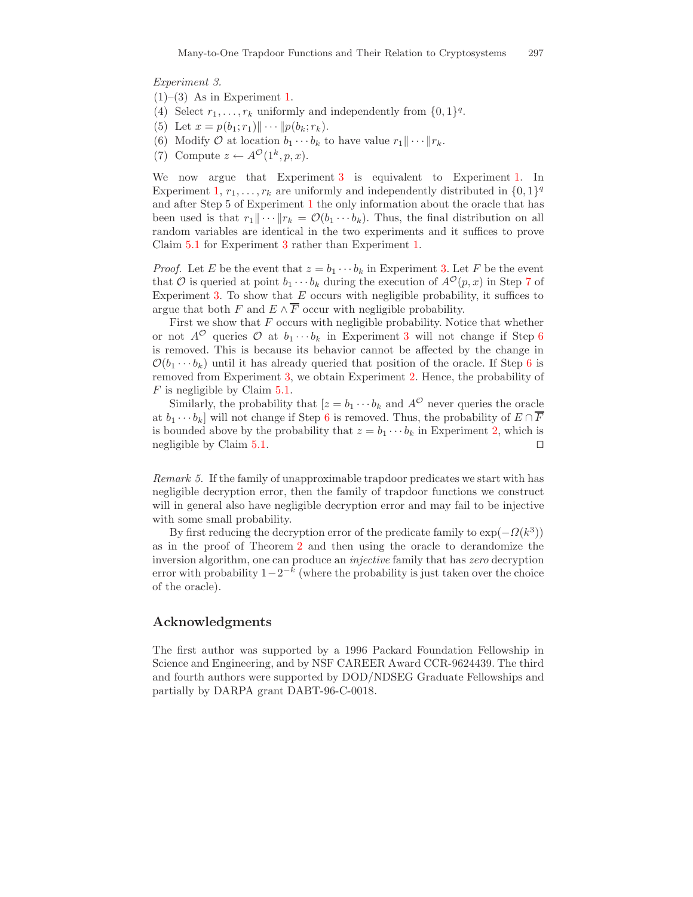*Experiment 3.*

(1)–(3) As in Experiment 1.

(4) Select $r_1, \ldots, r_k$ uniformly and independently from $\{0,1\}^q$.

(5) Let $x = p(b_1; r_1) \| \cdots \| p(b_k; r_k)$.

(6) Modify $\mathcal{O}$ at location $b_1 \cdots b_k$ to have value $r_1 \| \cdots \| r_k$.

(7) Compute $z \leftarrow A^{\mathcal{O}}(1^k, p, x)$.

We now argue that Experiment 3 is equivalent to Experiment 1. In Experiment 1, $r_1, \ldots, r_k$ are uniformly and independently distributed in $\{0,1\}^q$ and after Step 5 of Experiment 1 the only information about the oracle that has been used is that $r_1 \| \cdots \| r_k = \mathcal{O}(b_1 \cdots b_k)$. Thus, the final distribution on all random variables are identical in the two experiments and it suffices to prove Claim 5.1 for Experiment 3 rather than Experiment 1.

*Proof.* Let $E$ be the event that $z = b_1 \cdots b_k$ in Experiment 3. Let $F$ be the event that $\mathcal{O}$ is queried at point $b_1 \cdots b_k$ during the execution of $A^{\mathcal{O}}(p, x)$ in Step 7 of Experiment 3. To show that $E$ occurs with negligible probability, it suffices to argue that both $F$ and $E \wedge \overline{F}$ occur with negligible probability.

First we show that $F$ occurs with negligible probability. Notice that whether or not $A^{\mathcal{O}}$ queries $\mathcal{O}$ at $b_1 \cdots b_k$ in Experiment 3 will not change if Step 6 is removed. This is because its behavior cannot be affected by the change in $\mathcal{O}(b_1 \cdots b_k)$ until it has already queried that position of the oracle. If Step 6 is removed from Experiment 3, we obtain Experiment 2. Hence, the probability of $F$ is negligible by Claim 5.1.

Similarly, the probability that $[z = b_1 \cdots b_k$ and $A^{\mathcal{O}}$ never queries the oracle at $b_1 \cdots b_k]$ will not change if Step 6 is removed. Thus, the probability of $E \cap \overline{F}$ is bounded above by the probability that $z = b_1 \cdots b_k$ in Experiment 2, which is negligible by Claim 5.1. $\square$

*Remark 5.* If the family of unapproximable trapdoor predicates we start with has negligible decryption error, then the family of trapdoor functions we construct will in general also have negligible decryption error and may fail to be injective with some small probability.

By first reducing the decryption error of the predicate family to $\exp(-\Omega(k^3))$ as in the proof of Theorem 2 and then using the oracle to derandomize the inversion algorithm, one can produce an *injective* family that has *zero* decryption error with probability $1 - 2^{-k}$ (where the probability is just taken over the choice of the oracle).

## Acknowledgments

The first author was supported by a 1996 Packard Foundation Fellowship in Science and Engineering, and by NSF CAREER Award CCR-9624439. The third and fourth authors were supported by DOD/NDSEG Graduate Fellowships and partially by DARPA grant DABT-96-C-0018.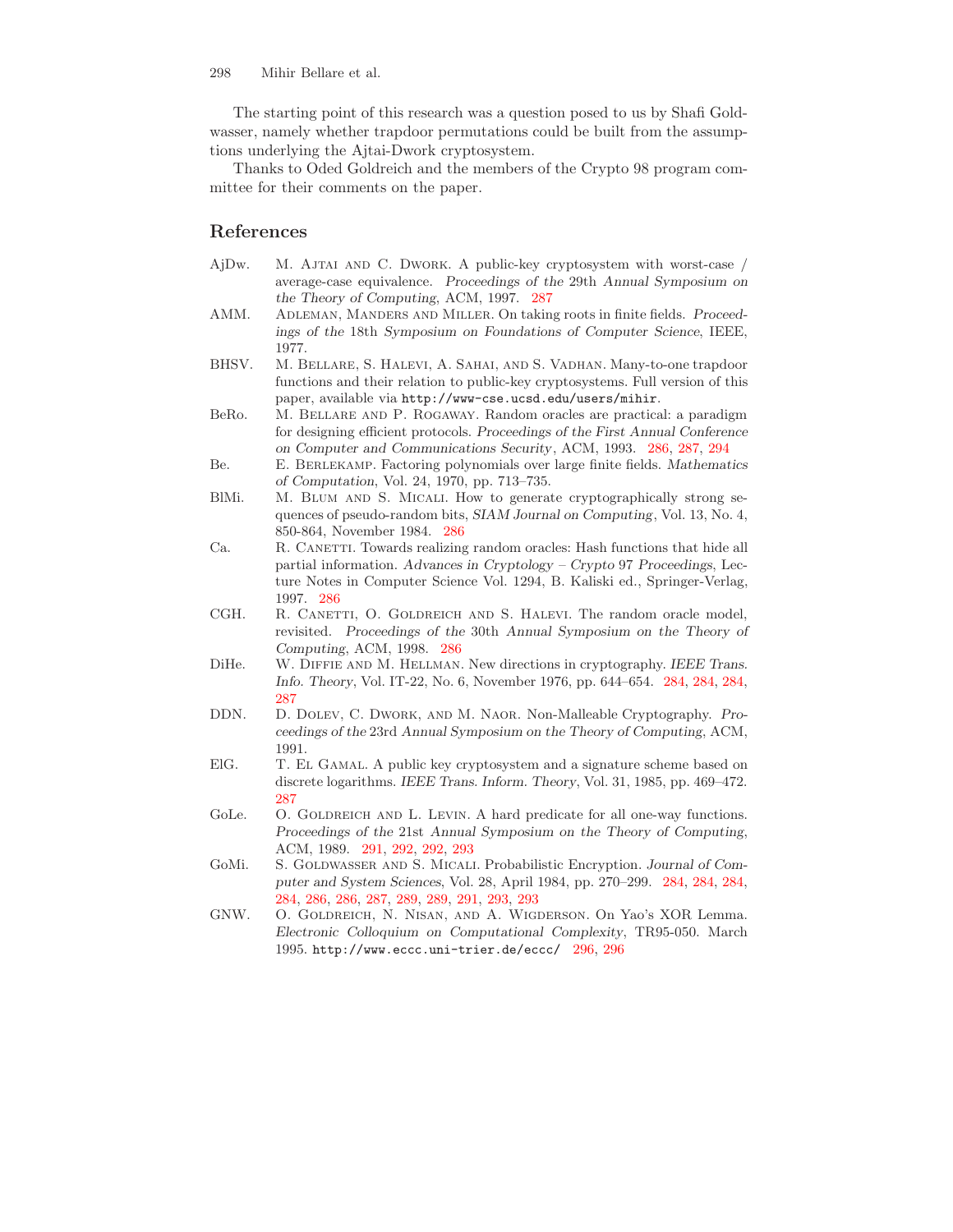The starting point of this research was a question posed to us by Shafi Goldwasser, namely whether trapdoor permutations could be built from the assumptions underlying the Ajtai-Dwork cryptosystem.

Thanks to Oded Goldreich and the members of the Crypto 98 program committee for their comments on the paper.

## References

AjDw. M. Ajtai and C. Dwork. A public-key cryptosystem with worst-case / average-case equivalence. *Proceedings of the* 29th *Annual Symposium on the Theory of Computing*, ACM, 1997. 287

AMM. Adleman, Manders and Miller. On taking roots in finite fields. *Proceedings of the* 18th *Symposium on Foundations of Computer Science*, IEEE, 1977.

BHSV. M. Bellare, S. Halevi, A. Sahai, and S. Vadhan. Many-to-one trapdoor functions and their relation to public-key cryptosystems. Full version of this paper, available via `http://www-cse.ucsd.edu/users/mihir`.

BeRo. M. Bellare and P. Rogaway. Random oracles are practical: a paradigm for designing efficient protocols. *Proceedings of the First Annual Conference on Computer and Communications Security*, ACM, 1993. 286, 287, 294

Be. E. Berlekamp. Factoring polynomials over large finite fields. *Mathematics of Computation*, Vol. 24, 1970, pp. 713–735.

BlMi. M. Blum and S. Micali. How to generate cryptographically strong sequences of pseudo-random bits, *SIAM Journal on Computing*, Vol. 13, No. 4, 850-864, November 1984. 286

Ca. R. Canetti. Towards realizing random oracles: Hash functions that hide all partial information. *Advances in Cryptology – Crypto* 97 *Proceedings*, Lecture Notes in Computer Science Vol. 1294, B. Kaliski ed., Springer-Verlag, 1997. 286

CGH. R. Canetti, O. Goldreich and S. Halevi. The random oracle model, revisited. *Proceedings of the* 30th *Annual Symposium on the Theory of Computing*, ACM, 1998. 286

DiHe. W. Diffie and M. Hellman. New directions in cryptography. *IEEE Trans. Info. Theory*, Vol. IT-22, No. 6, November 1976, pp. 644–654. 284, 284, 284, 287

DDN. D. Dolev, C. Dwork, and M. Naor. Non-Malleable Cryptography. *Proceedings of the* 23rd *Annual Symposium on the Theory of Computing*, ACM, 1991.

ElG. T. El Gamal. A public key cryptosystem and a signature scheme based on discrete logarithms. *IEEE Trans. Inform. Theory*, Vol. 31, 1985, pp. 469–472. 287

GoLe. O. Goldreich and L. Levin. A hard predicate for all one-way functions. *Proceedings of the* 21st *Annual Symposium on the Theory of Computing*, ACM, 1989. 291, 292, 292, 293

GoMi. S. Goldwasser and S. Micali. Probabilistic Encryption. *Journal of Computer and System Sciences*, Vol. 28, April 1984, pp. 270–299. 284, 284, 284, 284, 286, 286, 287, 289, 289, 291, 293, 293

GNW. O. Goldreich, N. Nisan, and A. Wigderson. On Yao's XOR Lemma. *Electronic Colloquium on Computational Complexity*, TR95-050. March 1995. `http://www.eccc.uni-trier.de/eccc/` 296, 296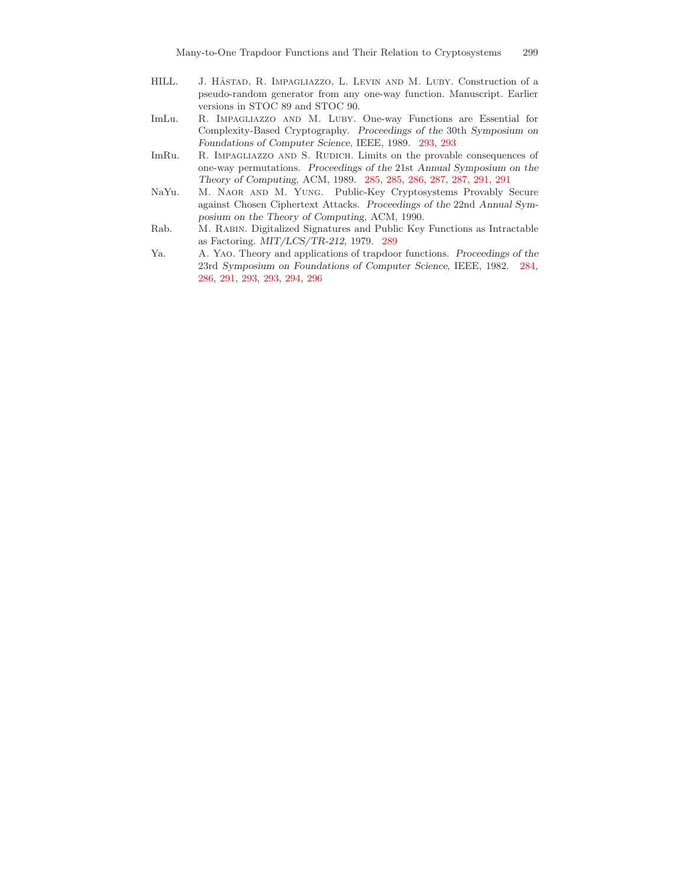HILL. J. Håstad, R. Impagliazzo, L. Levin and M. Luby. Construction of a pseudo-random generator from any one-way function. Manuscript. Earlier versions in STOC 89 and STOC 90.

ImLu. R. Impagliazzo and M. Luby. One-way Functions are Essential for Complexity-Based Cryptography. *Proceedings of the* 30th *Symposium on Foundations of Computer Science*, IEEE, 1989. 293, 293

ImRu. R. Impagliazzo and S. Rudich. Limits on the provable consequences of one-way permutations. *Proceedings of the* 21st *Annual Symposium on the Theory of Computing*, ACM, 1989. 285, 285, 286, 287, 287, 291, 291

NaYu. M. Naor and M. Yung. Public-Key Cryptosystems Provably Secure against Chosen Ciphertext Attacks. *Proceedings of the* 22nd *Annual Symposium on the Theory of Computing*, ACM, 1990.

Rab. M. Rabin. Digitalized Signatures and Public Key Functions as Intractable as Factoring. *MIT/LCS/TR-212,* 1979. 289

Ya. A. Yao. Theory and applications of trapdoor functions. *Proceedings of the* 23rd *Symposium on Foundations of Computer Science*, IEEE, 1982. 284, 286, 291, 293, 293, 294, 296